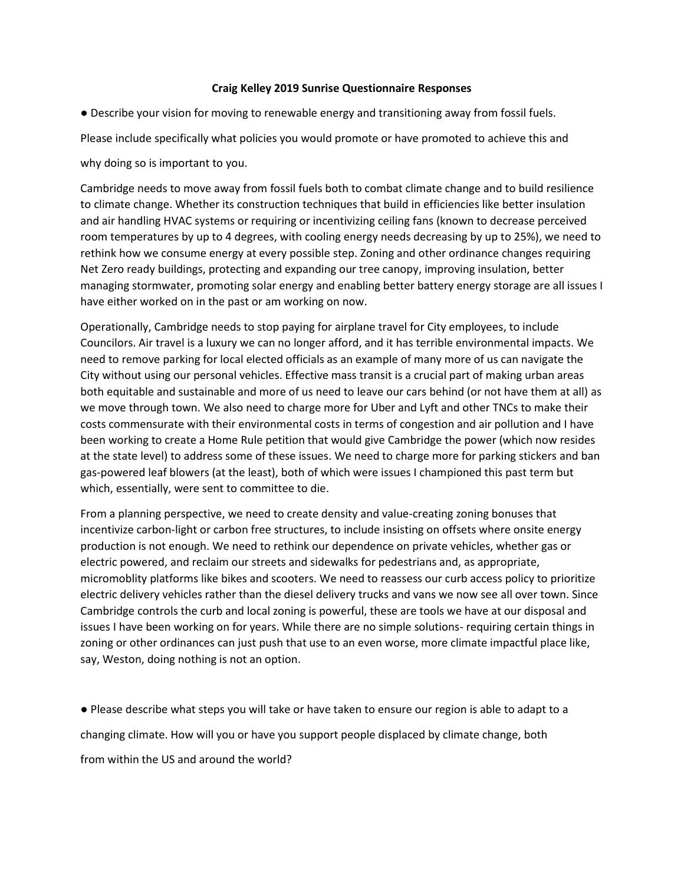**Craig Kelley 2019 Sunrise Questionnaire Responses**

● Describe your vision for moving to renewable energy and transitioning away from fossil fuels.

Please include specifically what policies you would promote or have promoted to achieve this and

why doing so is important to you.

Cambridge needs to move away from fossil fuels both to combat climate change and to build resilience to climate change. Whether its construction techniques that build in efficiencies like better insulation and air handling HVAC systems or requiring or incentivizing ceiling fans (known to decrease perceived room temperatures by up to 4 degrees, with cooling energy needs decreasing by up to 25%), we need to rethink how we consume energy at every possible step. Zoning and other ordinance changes requiring Net Zero ready buildings, protecting and expanding our tree canopy, improving insulation, better managing stormwater, promoting solar energy and enabling better battery energy storage are all issues I have either worked on in the past or am working on now.

Operationally, Cambridge needs to stop paying for airplane travel for City employees, to include Councilors. Air travel is a luxury we can no longer afford, and it has terrible environmental impacts. We need to remove parking for local elected officials as an example of many more of us can navigate the City without using our personal vehicles. Effective mass transit is a crucial part of making urban areas both equitable and sustainable and more of us need to leave our cars behind (or not have them at all) as we move through town. We also need to charge more for Uber and Lyft and other TNCs to make their costs commensurate with their environmental costs in terms of congestion and air pollution and I have been working to create a Home Rule petition that would give Cambridge the power (which now resides at the state level) to address some of these issues. We need to charge more for parking stickers and ban gas-powered leaf blowers (at the least), both of which were issues I championed this past term but which, essentially, were sent to committee to die.

From a planning perspective, we need to create density and value-creating zoning bonuses that incentivize carbon-light or carbon free structures, to include insisting on offsets where onsite energy production is not enough. We need to rethink our dependence on private vehicles, whether gas or electric powered, and reclaim our streets and sidewalks for pedestrians and, as appropriate, micromoblity platforms like bikes and scooters. We need to reassess our curb access policy to prioritize electric delivery vehicles rather than the diesel delivery trucks and vans we now see all over town. Since Cambridge controls the curb and local zoning is powerful, these are tools we have at our disposal and issues I have been working on for years. While there are no simple solutions- requiring certain things in zoning or other ordinances can just push that use to an even worse, more climate impactful place like, say, Weston, doing nothing is not an option.

● Please describe what steps you will take or have taken to ensure our region is able to adapt to a

changing climate. How will you or have you support people displaced by climate change, both

from within the US and around the world?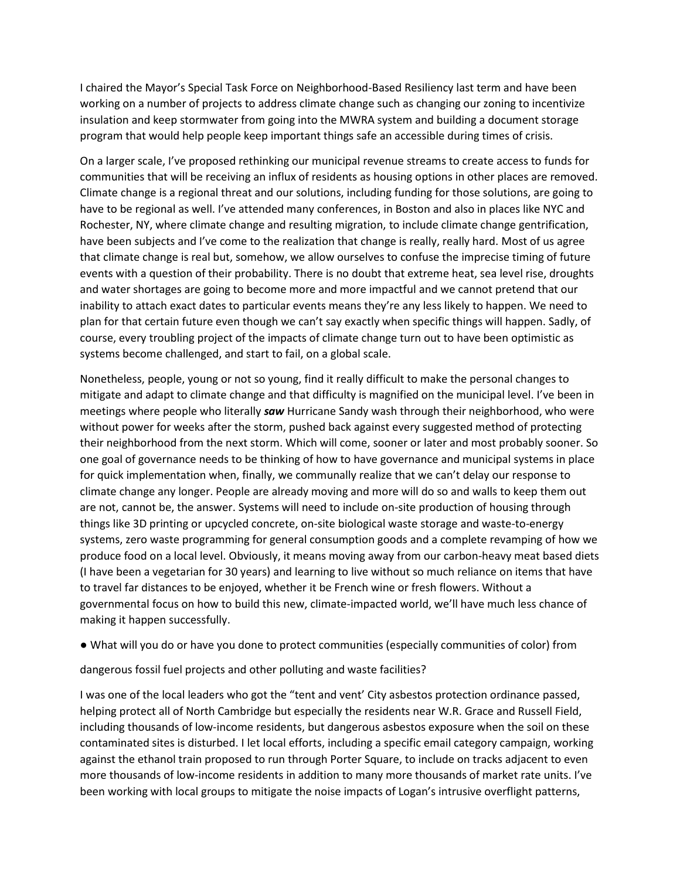I chaired the Mayor's Special Task Force on Neighborhood-Based Resiliency last term and have been working on a number of projects to address climate change such as changing our zoning to incentivize insulation and keep stormwater from going into the MWRA system and building a document storage program that would help people keep important things safe an accessible during times of crisis.

On a larger scale, I've proposed rethinking our municipal revenue streams to create access to funds for communities that will be receiving an influx of residents as housing options in other places are removed. Climate change is a regional threat and our solutions, including funding for those solutions, are going to have to be regional as well. I've attended many conferences, in Boston and also in places like NYC and Rochester, NY, where climate change and resulting migration, to include climate change gentrification, have been subjects and I've come to the realization that change is really, really hard. Most of us agree that climate change is real but, somehow, we allow ourselves to confuse the imprecise timing of future events with a question of their probability. There is no doubt that extreme heat, sea level rise, droughts and water shortages are going to become more and more impactful and we cannot pretend that our inability to attach exact dates to particular events means they're any less likely to happen. We need to plan for that certain future even though we can't say exactly when specific things will happen. Sadly, of course, every troubling project of the impacts of climate change turn out to have been optimistic as systems become challenged, and start to fail, on a global scale.

Nonetheless, people, young or not so young, find it really difficult to make the personal changes to mitigate and adapt to climate change and that difficulty is magnified on the municipal level. I've been in meetings where people who literally ***saw*** Hurricane Sandy wash through their neighborhood, who were without power for weeks after the storm, pushed back against every suggested method of protecting their neighborhood from the next storm. Which will come, sooner or later and most probably sooner. So one goal of governance needs to be thinking of how to have governance and municipal systems in place for quick implementation when, finally, we communally realize that we can't delay our response to climate change any longer. People are already moving and more will do so and walls to keep them out are not, cannot be, the answer. Systems will need to include on-site production of housing through things like 3D printing or upcycled concrete, on-site biological waste storage and waste-to-energy systems, zero waste programming for general consumption goods and a complete revamping of how we produce food on a local level. Obviously, it means moving away from our carbon-heavy meat based diets (I have been a vegetarian for 30 years) and learning to live without so much reliance on items that have to travel far distances to be enjoyed, whether it be French wine or fresh flowers. Without a governmental focus on how to build this new, climate-impacted world, we'll have much less chance of making it happen successfully.

● What will you do or have you done to protect communities (especially communities of color) from dangerous fossil fuel projects and other polluting and waste facilities?

I was one of the local leaders who got the "tent and vent' City asbestos protection ordinance passed, helping protect all of North Cambridge but especially the residents near W.R. Grace and Russell Field, including thousands of low-income residents, but dangerous asbestos exposure when the soil on these contaminated sites is disturbed. I let local efforts, including a specific email category campaign, working against the ethanol train proposed to run through Porter Square, to include on tracks adjacent to even more thousands of low-income residents in addition to many more thousands of market rate units. I've been working with local groups to mitigate the noise impacts of Logan's intrusive overflight patterns,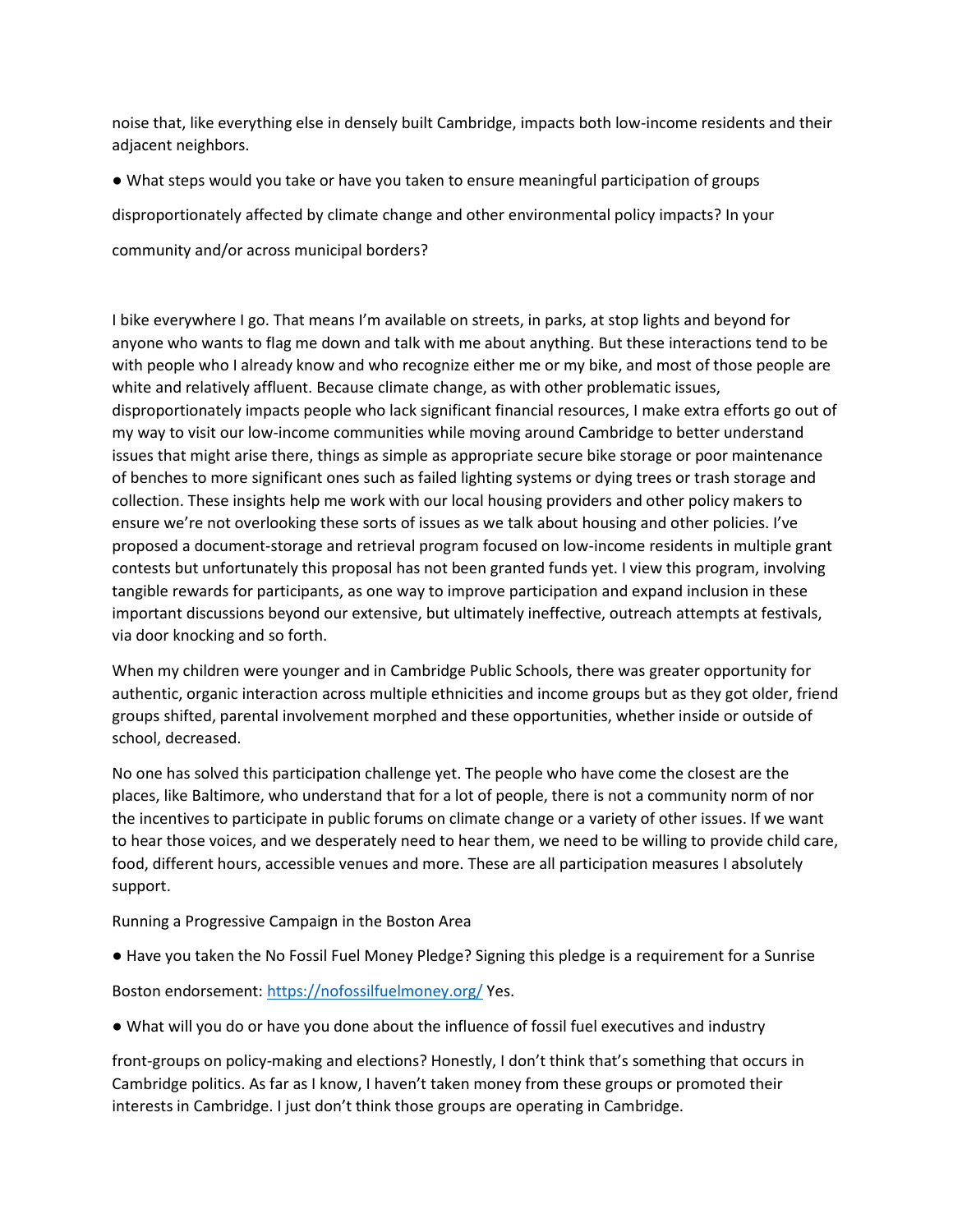noise that, like everything else in densely built Cambridge, impacts both low-income residents and their adjacent neighbors.

- What steps would you take or have you taken to ensure meaningful participation of groups disproportionately affected by climate change and other environmental policy impacts? In your community and/or across municipal borders?

I bike everywhere I go. That means I'm available on streets, in parks, at stop lights and beyond for anyone who wants to flag me down and talk with me about anything. But these interactions tend to be with people who I already know and who recognize either me or my bike, and most of those people are white and relatively affluent. Because climate change, as with other problematic issues, disproportionately impacts people who lack significant financial resources, I make extra efforts go out of my way to visit our low-income communities while moving around Cambridge to better understand issues that might arise there, things as simple as appropriate secure bike storage or poor maintenance of benches to more significant ones such as failed lighting systems or dying trees or trash storage and collection. These insights help me work with our local housing providers and other policy makers to ensure we're not overlooking these sorts of issues as we talk about housing and other policies. I've proposed a document-storage and retrieval program focused on low-income residents in multiple grant contests but unfortunately this proposal has not been granted funds yet. I view this program, involving tangible rewards for participants, as one way to improve participation and expand inclusion in these important discussions beyond our extensive, but ultimately ineffective, outreach attempts at festivals, via door knocking and so forth.

When my children were younger and in Cambridge Public Schools, there was greater opportunity for authentic, organic interaction across multiple ethnicities and income groups but as they got older, friend groups shifted, parental involvement morphed and these opportunities, whether inside or outside of school, decreased.

No one has solved this participation challenge yet. The people who have come the closest are the places, like Baltimore, who understand that for a lot of people, there is not a community norm of nor the incentives to participate in public forums on climate change or a variety of other issues. If we want to hear those voices, and we desperately need to hear them, we need to be willing to provide child care, food, different hours, accessible venues and more. These are all participation measures I absolutely support.

Running a Progressive Campaign in the Boston Area

- Have you taken the No Fossil Fuel Money Pledge? Signing this pledge is a requirement for a Sunrise Boston endorsement: https://nofossilfuelmoney.org/ Yes.

- What will you do or have you done about the influence of fossil fuel executives and industry front-groups on policy-making and elections? Honestly, I don't think that's something that occurs in Cambridge politics. As far as I know, I haven't taken money from these groups or promoted their interests in Cambridge. I just don't think those groups are operating in Cambridge.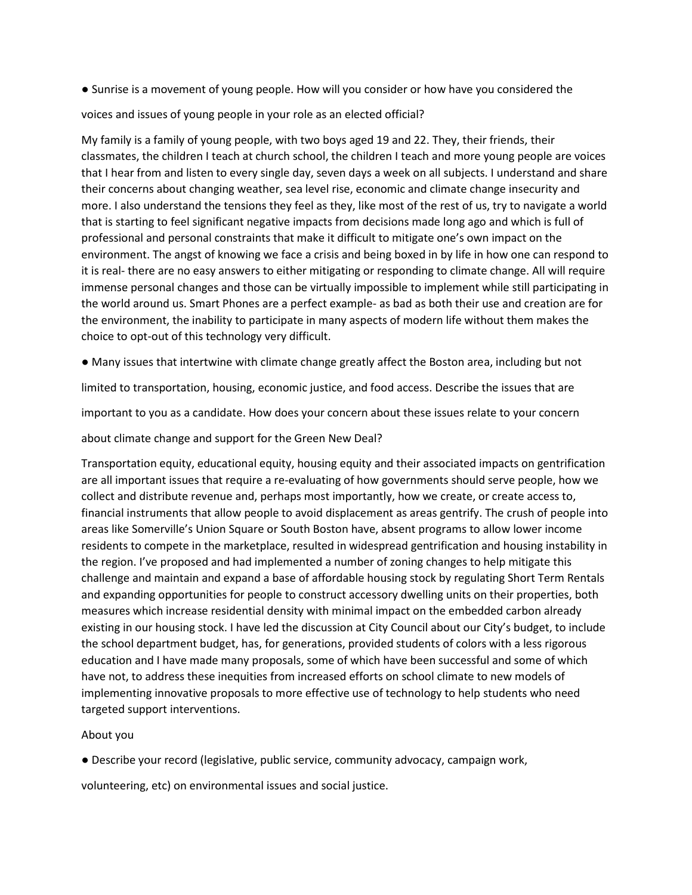- Sunrise is a movement of young people. How will you consider or how have you considered the voices and issues of young people in your role as an elected official?

My family is a family of young people, with two boys aged 19 and 22. They, their friends, their classmates, the children I teach at church school, the children I teach and more young people are voices that I hear from and listen to every single day, seven days a week on all subjects. I understand and share their concerns about changing weather, sea level rise, economic and climate change insecurity and more. I also understand the tensions they feel as they, like most of the rest of us, try to navigate a world that is starting to feel significant negative impacts from decisions made long ago and which is full of professional and personal constraints that make it difficult to mitigate one's own impact on the environment. The angst of knowing we face a crisis and being boxed in by life in how one can respond to it is real- there are no easy answers to either mitigating or responding to climate change. All will require immense personal changes and those can be virtually impossible to implement while still participating in the world around us. Smart Phones are a perfect example- as bad as both their use and creation are for the environment, the inability to participate in many aspects of modern life without them makes the choice to opt-out of this technology very difficult.

- Many issues that intertwine with climate change greatly affect the Boston area, including but not limited to transportation, housing, economic justice, and food access. Describe the issues that are important to you as a candidate. How does your concern about these issues relate to your concern about climate change and support for the Green New Deal?

Transportation equity, educational equity, housing equity and their associated impacts on gentrification are all important issues that require a re-evaluating of how governments should serve people, how we collect and distribute revenue and, perhaps most importantly, how we create, or create access to, financial instruments that allow people to avoid displacement as areas gentrify. The crush of people into areas like Somerville's Union Square or South Boston have, absent programs to allow lower income residents to compete in the marketplace, resulted in widespread gentrification and housing instability in the region. I've proposed and had implemented a number of zoning changes to help mitigate this challenge and maintain and expand a base of affordable housing stock by regulating Short Term Rentals and expanding opportunities for people to construct accessory dwelling units on their properties, both measures which increase residential density with minimal impact on the embedded carbon already existing in our housing stock. I have led the discussion at City Council about our City's budget, to include the school department budget, has, for generations, provided students of colors with a less rigorous education and I have made many proposals, some of which have been successful and some of which have not, to address these inequities from increased efforts on school climate to new models of implementing innovative proposals to more effective use of technology to help students who need targeted support interventions.

About you

- Describe your record (legislative, public service, community advocacy, campaign work, volunteering, etc) on environmental issues and social justice.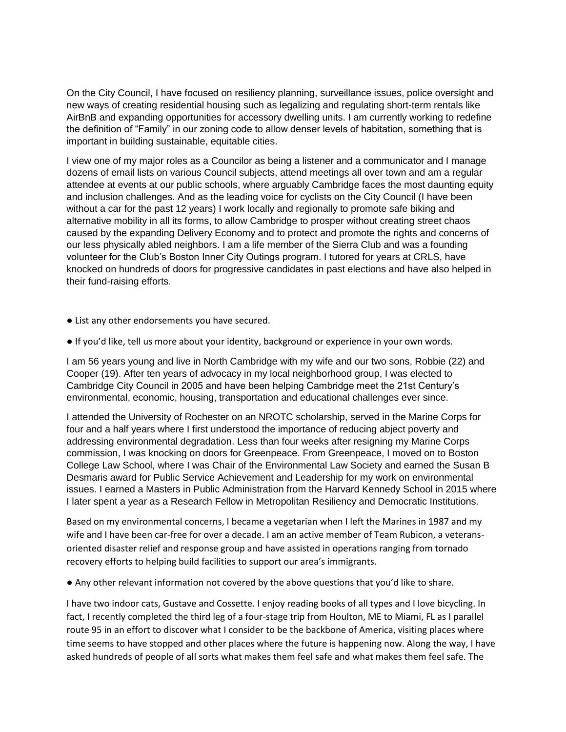On the City Council, I have focused on resiliency planning, surveillance issues, police oversight and new ways of creating residential housing such as legalizing and regulating short-term rentals like AirBnB and expanding opportunities for accessory dwelling units. I am currently working to redefine the definition of "Family" in our zoning code to allow denser levels of habitation, something that is important in building sustainable, equitable cities.

I view one of my major roles as a Councilor as being a listener and a communicator and I manage dozens of email lists on various Council subjects, attend meetings all over town and am a regular attendee at events at our public schools, where arguably Cambridge faces the most daunting equity and inclusion challenges. And as the leading voice for cyclists on the City Council (I have been without a car for the past 12 years) I work locally and regionally to promote safe biking and alternative mobility in all its forms, to allow Cambridge to prosper without creating street chaos caused by the expanding Delivery Economy and to protect and promote the rights and concerns of our less physically abled neighbors. I am a life member of the Sierra Club and was a founding volunteer for the Club's Boston Inner City Outings program. I tutored for years at CRLS, have knocked on hundreds of doors for progressive candidates in past elections and have also helped in their fund-raising efforts.

- List any other endorsements you have secured.
- If you'd like, tell us more about your identity, background or experience in your own words.

I am 56 years young and live in North Cambridge with my wife and our two sons, Robbie (22) and Cooper (19). After ten years of advocacy in my local neighborhood group, I was elected to Cambridge City Council in 2005 and have been helping Cambridge meet the 21st Century's environmental, economic, housing, transportation and educational challenges ever since.

I attended the University of Rochester on an NROTC scholarship, served in the Marine Corps for four and a half years where I first understood the importance of reducing abject poverty and addressing environmental degradation. Less than four weeks after resigning my Marine Corps commission, I was knocking on doors for Greenpeace. From Greenpeace, I moved on to Boston College Law School, where I was Chair of the Environmental Law Society and earned the Susan B Desmaris award for Public Service Achievement and Leadership for my work on environmental issues. I earned a Masters in Public Administration from the Harvard Kennedy School in 2015 where I later spent a year as a Research Fellow in Metropolitan Resiliency and Democratic Institutions.

Based on my environmental concerns, I became a vegetarian when I left the Marines in 1987 and my wife and I have been car-free for over a decade. I am an active member of Team Rubicon, a veterans-oriented disaster relief and response group and have assisted in operations ranging from tornado recovery efforts to helping build facilities to support our area's immigrants.

- Any other relevant information not covered by the above questions that you'd like to share.

I have two indoor cats, Gustave and Cossette. I enjoy reading books of all types and I love bicycling. In fact, I recently completed the third leg of a four-stage trip from Houlton, ME to Miami, FL as I parallel route 95 in an effort to discover what I consider to be the backbone of America, visiting places where time seems to have stopped and other places where the future is happening now. Along the way, I have asked hundreds of people of all sorts what makes them feel safe and what makes them feel safe. The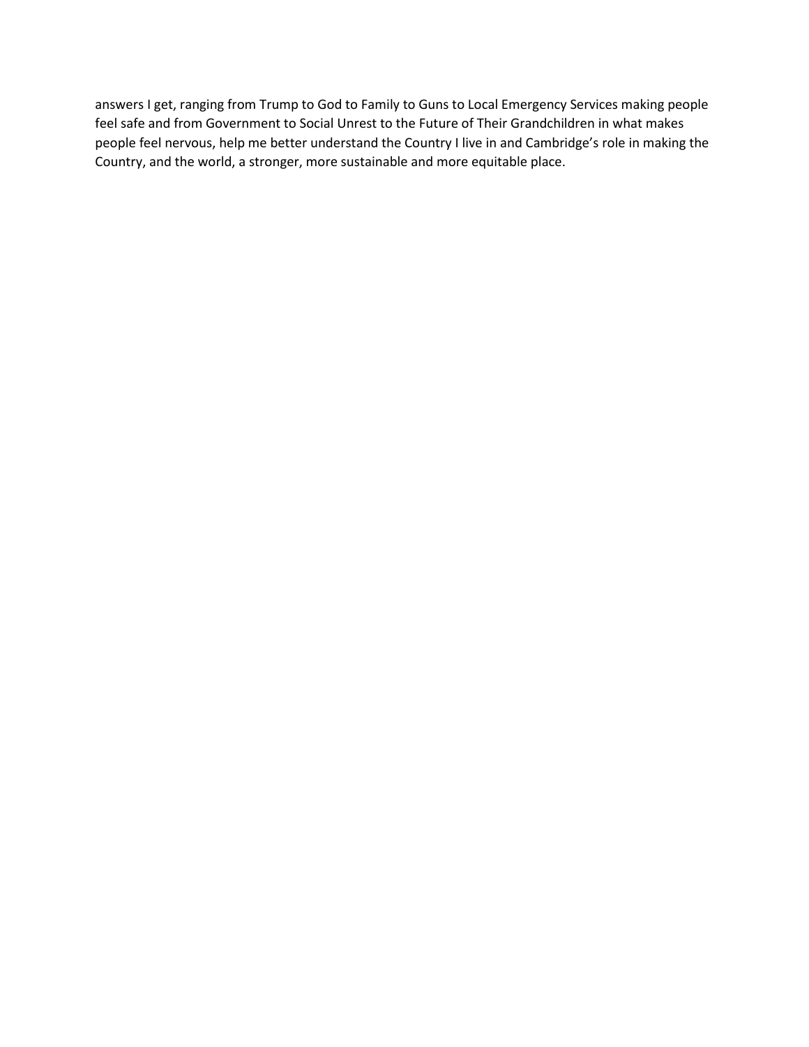answers I get, ranging from Trump to God to Family to Guns to Local Emergency Services making people feel safe and from Government to Social Unrest to the Future of Their Grandchildren in what makes people feel nervous, help me better understand the Country I live in and Cambridge's role in making the Country, and the world, a stronger, more sustainable and more equitable place.